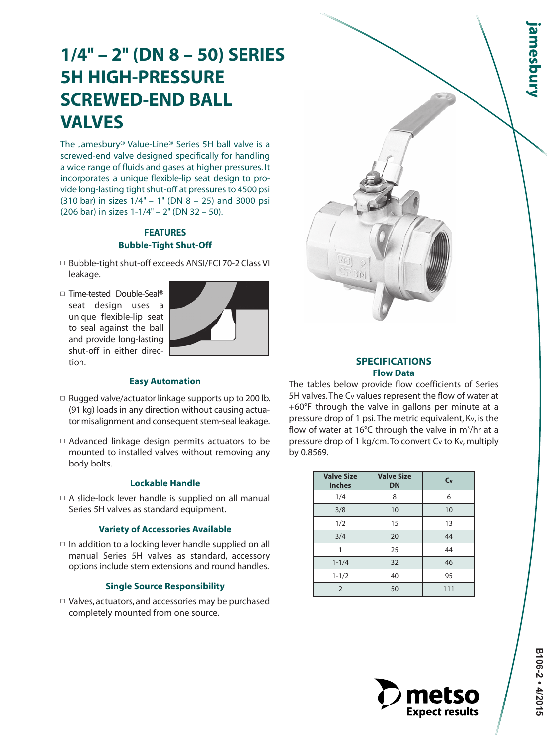# 1/4" – 2" (DN 8 – 50) SERIES 5H HIGH-PRESSURE SCREWED-END BALL VALVES

The Jamesbury® Value-Line® Series 5H ball valve is a screwed-end valve designed specifically for handling a wide range of fluids and gases at higher pressures. It incorporates a unique flexible-lip seat design to provide long-lasting tight shut-off at pressures to 4500 psi (310 bar) in sizes 1/4" – 1" (DN 8 – 25) and 3000 psi (206 bar) in sizes 1-1/4" – 2" (DN 32 – 50).

## FEATURES

### Bubble-Tight Shut-Off

- Bubble-tight shut-off exceeds ANSI/FCI 70-2 Class VI leakage.
- Time-tested Double-Seal® seat design uses a unique flexible-lip seat to seal against the ball and provide long-lasting shut-off in either direction.

### Easy Automation

- Rugged valve/actuator linkage supports up to 200 lb. (91 kg) loads in any direction without causing actuator misalignment and consequent stem-seal leakage.
- Advanced linkage design permits actuators to be mounted to installed valves without removing any body bolts.

### Lockable Handle

- A slide-lock lever handle is supplied on all manual Series 5H valves as standard equipment.

### Variety of Accessories Available

- In addition to a locking lever handle supplied on all manual Series 5H valves as standard, accessory options include stem extensions and round handles.

### Single Source Responsibility

- Valves, actuators, and accessories may be purchased completely mounted from one source.

## SPECIFICATIONS

### Flow Data

The tables below provide flow coefficients of Series 5H valves. The $C_v$ values represent the flow of water at +60°F through the valve in gallons per minute at a pressure drop of 1 psi. The metric equivalent, $K_v$, is the flow of water at 16°C through the valve in $m^3$/hr at a pressure drop of 1 kg/cm. To convert $C_v$ to $K_v$, multiply by 0.8569.

| Valve Size Inches | Valve Size DN | $C_v$ |
|---|---|---|
| 1/4 | 8 | 6 |
| 3/8 | 10 | 10 |
| 1/2 | 15 | 13 |
| 3/4 | 20 | 44 |
| 1 | 25 | 44 |
| 1-1/4 | 32 | 46 |
| 1-1/2 | 40 | 95 |
| 2 | 50 | 111 |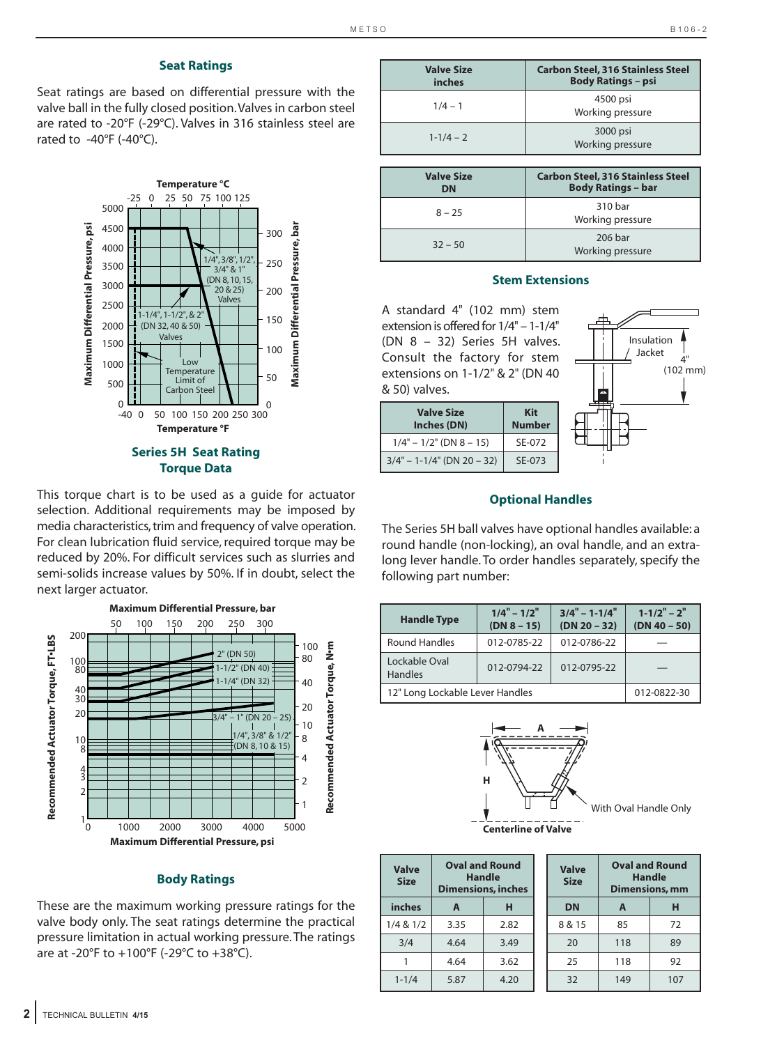## Seat Ratings

Seat ratings are based on differential pressure with the valve ball in the fully closed position. Valves in carbon steel are rated to -20°F (-29°C). Valves in 316 stainless steel are rated to -40°F (-40°C).

### Series 5H Seat Rating

## Torque Data

This torque chart is to be used as a guide for actuator selection. Additional requirements may be imposed by media characteristics, trim and frequency of valve operation. For clean lubrication fluid service, required torque may be reduced by 20%. For difficult services such as slurries and semi-solids increase values by 50%. If in doubt, select the next larger actuator.

## Body Ratings

These are the maximum working pressure ratings for the valve body only. The seat ratings determine the practical pressure limitation in actual working pressure. The ratings are at -20°F to +100°F (-29°C to +38°C).

| Valve Size inches | Carbon Steel, 316 Stainless Steel Body Ratings – psi |
|---|---|
| 1/4 – 1 | 4500 psi Working pressure |
| 1-1/4 – 2 | 3000 psi Working pressure |

| Valve Size DN | Carbon Steel, 316 Stainless Steel Body Ratings – bar |
|---|---|
| 8 – 25 | 310 bar Working pressure |
| 32 – 50 | 206 bar Working pressure |

## Stem Extensions

A standard 4" (102 mm) stem extension is offered for 1/4" – 1-1/4" (DN 8 – 32) Series 5H valves. Consult the factory for stem extensions on 1-1/2" & 2" (DN 40 & 50) valves.

| Valve Size Inches (DN) | Kit Number |
|---|---|
| 1/4" – 1/2" (DN 8 – 15) | SE-072 |
| 3/4" – 1-1/4" (DN 20 – 32) | SE-073 |

## Optional Handles

The Series 5H ball valves have optional handles available: a round handle (non-locking), an oval handle, and an extra-long lever handle. To order handles separately, specify the following part number:

| Handle Type | 1/4" – 1/2" (DN 8 – 15) | 3/4" – 1-1/4" (DN 20 – 32) | 1-1/2" – 2" (DN 40 – 50) |
|---|---|---|---|
| Round Handles | 012-0785-22 | 012-0786-22 | — |
| Lockable Oval Handles | 012-0794-22 | 012-0795-22 | — |
| 12" Long Lockable Lever Handles | | | 012-0822-30 |

With Oval Handle Only

| Valve Size | Oval and Round Handle Dimensions, inches | |
|---|---|---|
| inches | A | H |
| 1/4 & 1/2 | 3.35 | 2.82 |
| 3/4 | 4.64 | 3.49 |
| 1 | 4.64 | 3.62 |
| 1-1/4 | 5.87 | 4.20 |

| Valve Size | Oval and Round Handle Dimensions, mm | |
|---|---|---|
| DN | A | H |
| 8 & 15 | 85 | 72 |
| 20 | 118 | 89 |
| 25 | 118 | 92 |
| 32 | 149 | 107 |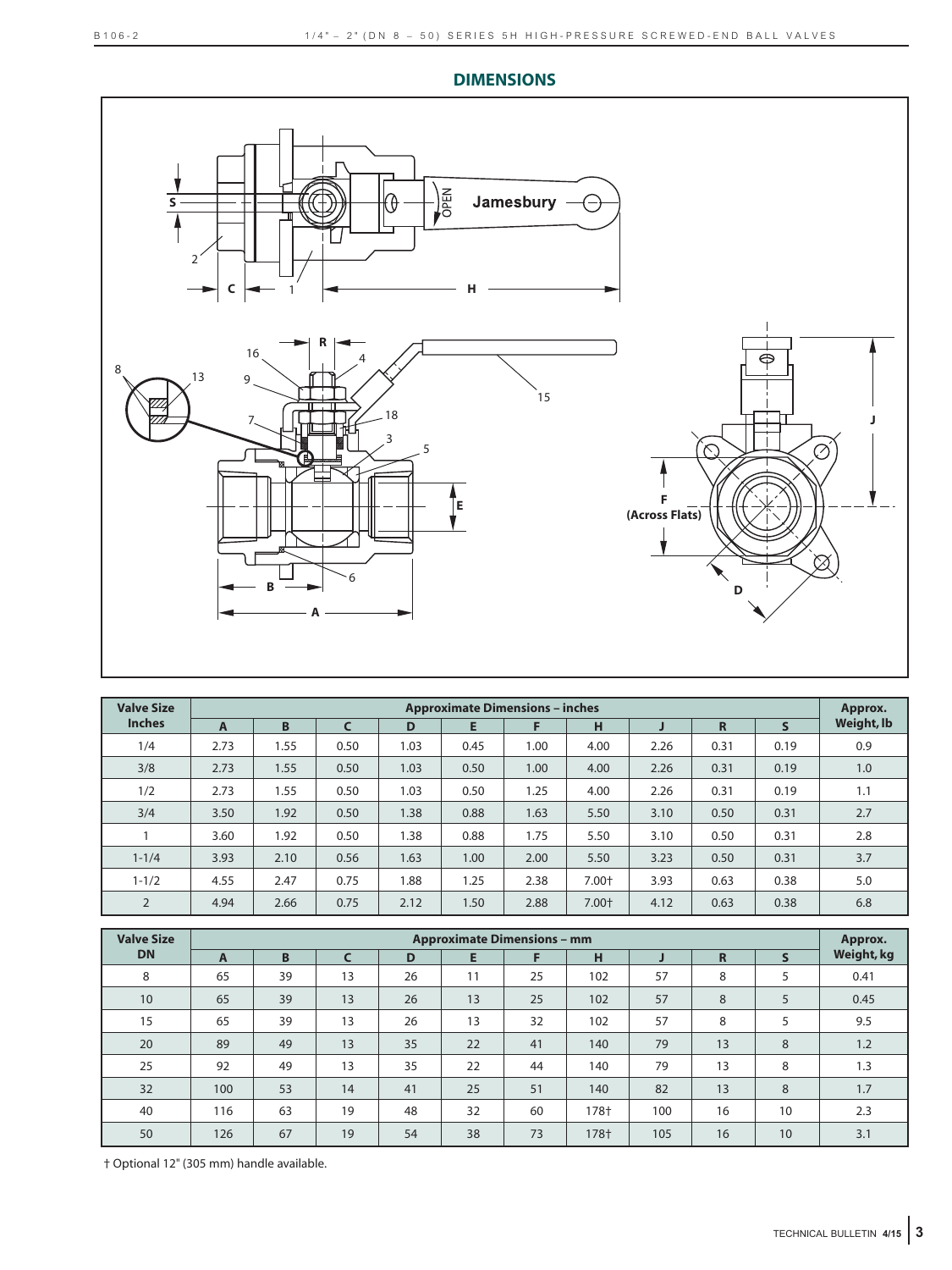## DIMENSIONS

| Valve Size Inches | Approximate Dimensions – inches | | | | | | | | | | Approx. Weight, lb |
|---|---|---|---|---|---|---|---|---|---|---|---|
| | A | B | C | D | E | F | H | J | R | S | |
| 1/4 | 2.73 | 1.55 | 0.50 | 1.03 | 0.45 | 1.00 | 4.00 | 2.26 | 0.31 | 0.19 | 0.9 |
| 3/8 | 2.73 | 1.55 | 0.50 | 1.03 | 0.50 | 1.00 | 4.00 | 2.26 | 0.31 | 0.19 | 1.0 |
| 1/2 | 2.73 | 1.55 | 0.50 | 1.03 | 0.50 | 1.25 | 4.00 | 2.26 | 0.31 | 0.19 | 1.1 |
| 3/4 | 3.50 | 1.92 | 0.50 | 1.38 | 0.88 | 1.63 | 5.50 | 3.10 | 0.50 | 0.31 | 2.7 |
| 1 | 3.60 | 1.92 | 0.50 | 1.38 | 0.88 | 1.75 | 5.50 | 3.10 | 0.50 | 0.31 | 2.8 |
| 1-1/4 | 3.93 | 2.10 | 0.56 | 1.63 | 1.00 | 2.00 | 5.50 | 3.23 | 0.50 | 0.31 | 3.7 |
| 1-1/2 | 4.55 | 2.47 | 0.75 | 1.88 | 1.25 | 2.38 | 7.00† | 3.93 | 0.63 | 0.38 | 5.0 |
| 2 | 4.94 | 2.66 | 0.75 | 2.12 | 1.50 | 2.88 | 7.00† | 4.12 | 0.63 | 0.38 | 6.8 |

| Valve Size DN | Approximate Dimensions – mm | | | | | | | | | | Approx. Weight, kg |
|---|---|---|---|---|---|---|---|---|---|---|---|
| | A | B | C | D | E | F | H | J | R | S | |
| 8 | 65 | 39 | 13 | 26 | 11 | 25 | 102 | 57 | 8 | 5 | 0.41 |
| 10 | 65 | 39 | 13 | 26 | 13 | 25 | 102 | 57 | 8 | 5 | 0.45 |
| 15 | 65 | 39 | 13 | 26 | 13 | 32 | 102 | 57 | 8 | 5 | 9.5 |
| 20 | 89 | 49 | 13 | 35 | 22 | 41 | 140 | 79 | 13 | 8 | 1.2 |
| 25 | 92 | 49 | 13 | 35 | 22 | 44 | 140 | 79 | 13 | 8 | 1.3 |
| 32 | 100 | 53 | 14 | 41 | 25 | 51 | 140 | 82 | 13 | 8 | 1.7 |
| 40 | 116 | 63 | 19 | 48 | 32 | 60 | 178† | 100 | 16 | 10 | 2.3 |
| 50 | 126 | 67 | 19 | 54 | 38 | 73 | 178† | 105 | 16 | 10 | 3.1 |

† Optional 12" (305 mm) handle available.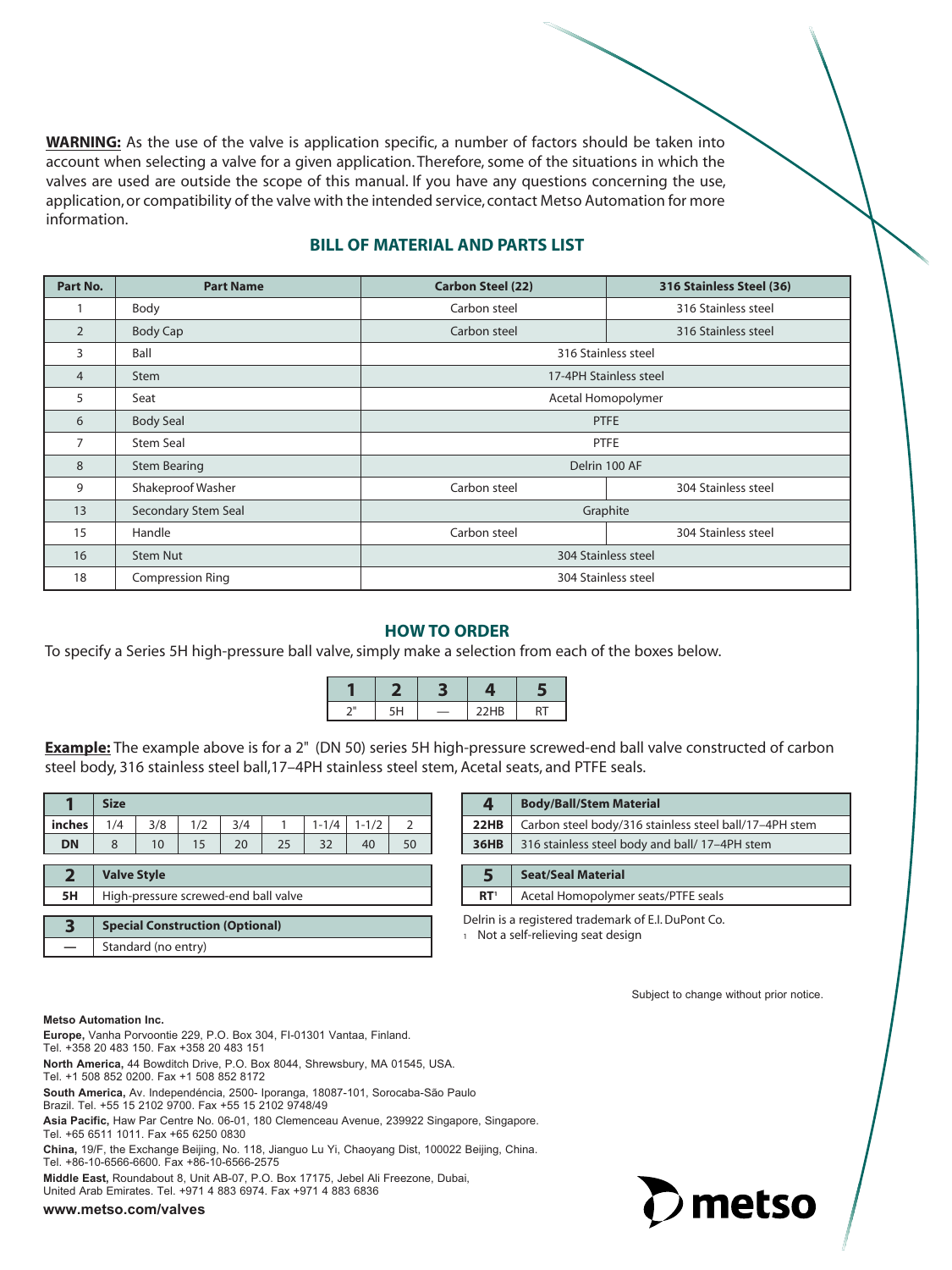**WARNING:** As the use of the valve is application specific, a number of factors should be taken into account when selecting a valve for a given application. Therefore, some of the situations in which the valves are used are outside the scope of this manual. If you have any questions concerning the use, application, or compatibility of the valve with the intended service, contact Metso Automation for more information.

## BILL OF MATERIAL AND PARTS LIST

| Part No. | Part Name | Carbon Steel (22) | 316 Stainless Steel (36) |
|---|---|---|---|
| 1 | Body | Carbon steel | 316 Stainless steel |
| 2 | Body Cap | Carbon steel | 316 Stainless steel |
| 3 | Ball | 316 Stainless steel | |
| 4 | Stem | 17-4PH Stainless steel | |
| 5 | Seat | Acetal Homopolymer | |
| 6 | Body Seal | PTFE | |
| 7 | Stem Seal | PTFE | |
| 8 | Stem Bearing | Delrin 100 AF | |
| 9 | Shakeproof Washer | Carbon steel | 304 Stainless steel |
| 13 | Secondary Stem Seal | Graphite | |
| 15 | Handle | Carbon steel | 304 Stainless steel |
| 16 | Stem Nut | 304 Stainless steel | |
| 18 | Compression Ring | 304 Stainless steel | |

## HOW TO ORDER

To specify a Series 5H high-pressure ball valve, simply make a selection from each of the boxes below.

| 1 | 2 | 3 | 4 | 5 |
|---|---|---|---|---|
| 2" | 5H | — | 22HB | RT |

**Example:** The example above is for a 2" (DN 50) series 5H high-pressure screwed-end ball valve constructed of carbon steel body, 316 stainless steel ball, 17–4PH stainless steel stem, Acetal seats, and PTFE seals.

| 1 | Size | | | | | | | |
|---|---|---|---|---|---|---|---|---|
| inches | 1/4 | 3/8 | 1/2 | 3/4 | 1 | 1-1/4 | 1-1/2 | 2 |
| DN | 8 | 10 | 15 | 20 | 25 | 32 | 40 | 50 |

| 2 | Valve Style |
|---|---|
| 5H | High-pressure screwed-end ball valve |

| 3 | Special Construction (Optional) |
|---|---|
| — | Standard (no entry) |

| 4 | Body/Ball/Stem Material |
|---|---|
| 22HB | Carbon steel body/316 stainless steel ball/17–4PH stem |
| 36HB | 316 stainless steel body and ball/ 17–4PH stem |

| 5 | Seat/Seal Material |
|---|---|
| RT[1] | Acetal Homopolymer seats/PTFE seals |

Delrin is a registered trademark of E.I. DuPont Co.

[1] Not a self-relieving seat design

Subject to change without prior notice.

**Metso Automation Inc.**

**Europe,** Vanha Porvoontie 229, P.O. Box 304, FI-01301 Vantaa, Finland.
Tel. +358 20 483 150. Fax +358 20 483 151

**North America,** 44 Bowditch Drive, P.O. Box 8044, Shrewsbury, MA 01545, USA.
Tel. +1 508 852 0200. Fax +1 508 852 8172

**South America,** Av. Independência, 2500- Iporanga, 18087-101, Sorocaba-São Paulo
Brazil. Tel. +55 15 2102 9700. Fax +55 15 2102 9748/49

**Asia Pacific,** Haw Par Centre No. 06-01, 180 Clemenceau Avenue, 239922 Singapore, Singapore.
Tel. +65 6511 1011. Fax +65 6250 0830

**China,** 19/F, the Exchange Beijing, No. 118, Jianguo Lu Yi, Chaoyang Dist, 100022 Beijing, China.
Tel. +86-10-6566-6600. Fax +86-10-6566-2575

**Middle East,** Roundabout 8, Unit AB-07, P.O. Box 17175, Jebel Ali Freezone, Dubai,
United Arab Emirates. Tel. +971 4 883 6974. Fax +971 4 883 6836

**www.metso.com/valves**

metso